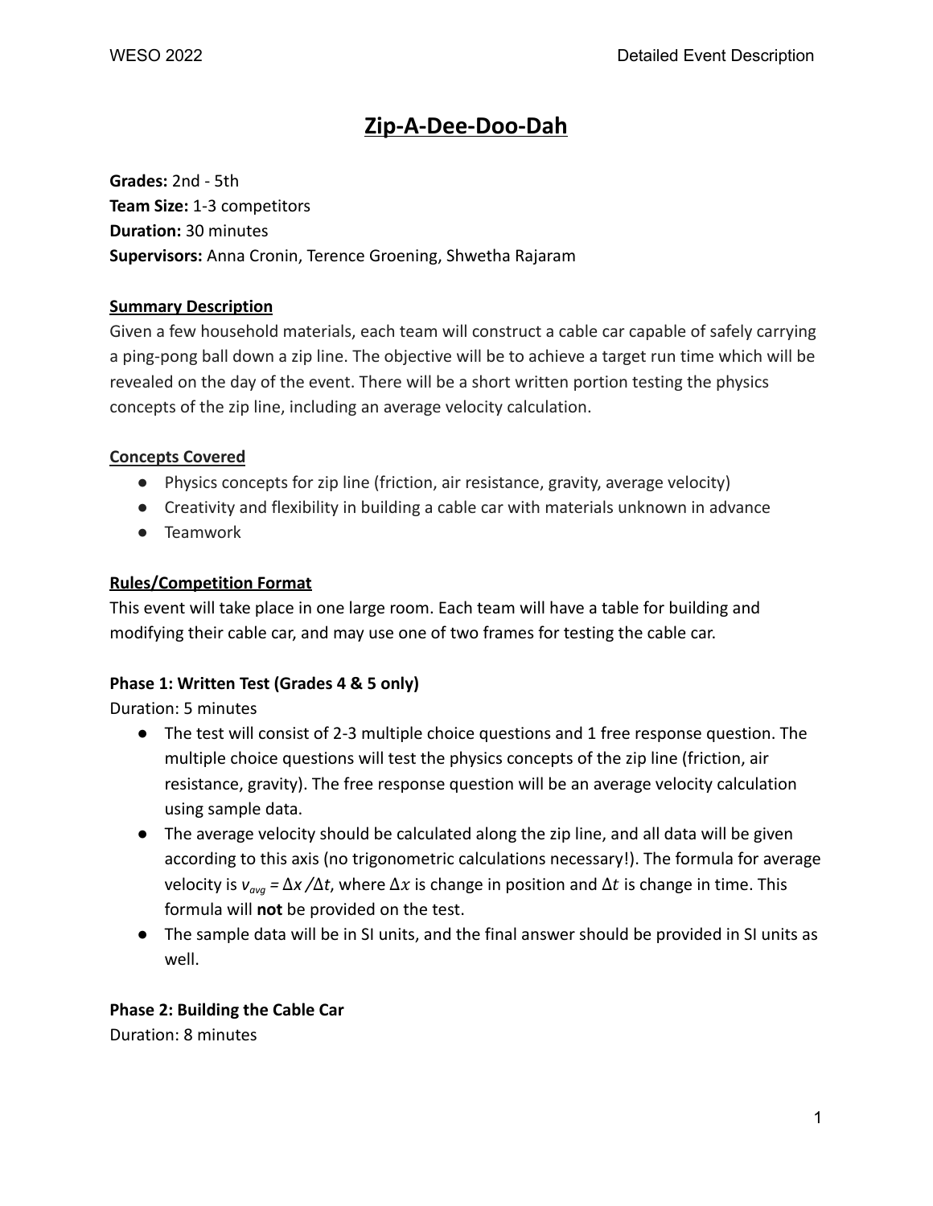# Zip-A-Dee-Doo-Dah

**Grades:** 2nd - 5th
**Team Size:** 1-3 competitors
**Duration:** 30 minutes
**Supervisors:** Anna Cronin, Terence Groening, Shwetha Rajaram

## Summary Description

Given a few household materials, each team will construct a cable car capable of safely carrying a ping-pong ball down a zip line. The objective will be to achieve a target run time which will be revealed on the day of the event. There will be a short written portion testing the physics concepts of the zip line, including an average velocity calculation.

## Concepts Covered

- Physics concepts for zip line (friction, air resistance, gravity, average velocity)
- Creativity and flexibility in building a cable car with materials unknown in advance
- Teamwork

## Rules/Competition Format

This event will take place in one large room. Each team will have a table for building and modifying their cable car, and may use one of two frames for testing the cable car.

### Phase 1: Written Test (Grades 4 & 5 only)

Duration: 5 minutes

- The test will consist of 2-3 multiple choice questions and 1 free response question. The multiple choice questions will test the physics concepts of the zip line (friction, air resistance, gravity). The free response question will be an average velocity calculation using sample data.
- The average velocity should be calculated along the zip line, and all data will be given according to this axis (no trigonometric calculations necessary!). The formula for average velocity is $v_{avg} = \Delta x / \Delta t$, where $\Delta x$ is change in position and $\Delta t$ is change in time. This formula will **not** be provided on the test.
- The sample data will be in SI units, and the final answer should be provided in SI units as well.

### Phase 2: Building the Cable Car

Duration: 8 minutes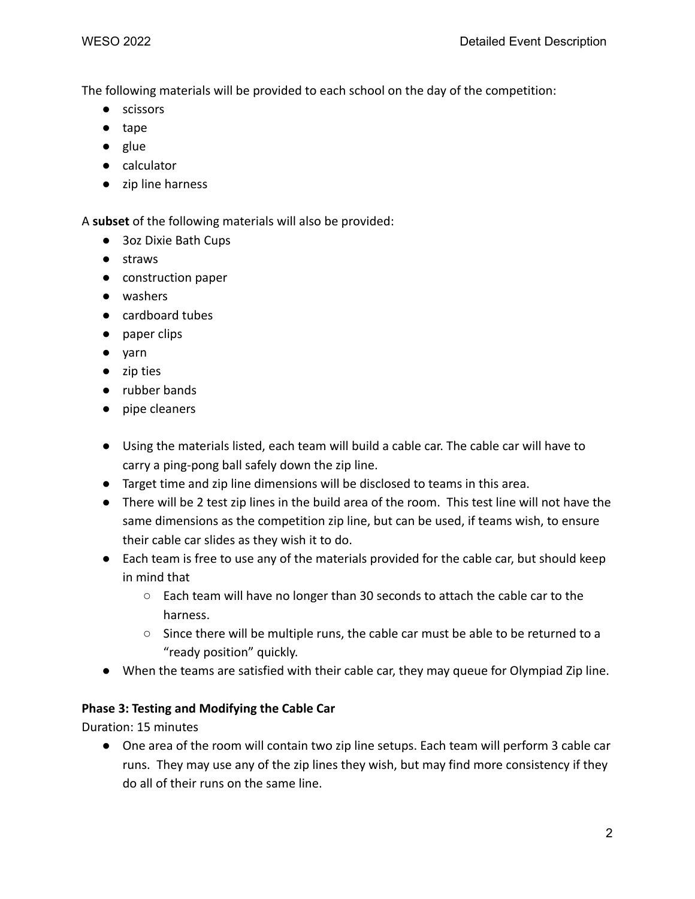The following materials will be provided to each school on the day of the competition:

- scissors
- tape
- glue
- calculator
- zip line harness

A **subset** of the following materials will also be provided:

- 3oz Dixie Bath Cups
- straws
- construction paper
- washers
- cardboard tubes
- paper clips
- yarn
- zip ties
- rubber bands
- pipe cleaners

- Using the materials listed, each team will build a cable car. The cable car will have to carry a ping-pong ball safely down the zip line.
- Target time and zip line dimensions will be disclosed to teams in this area.
- There will be 2 test zip lines in the build area of the room. This test line will not have the same dimensions as the competition zip line, but can be used, if teams wish, to ensure their cable car slides as they wish it to do.
- Each team is free to use any of the materials provided for the cable car, but should keep in mind that
    - Each team will have no longer than 30 seconds to attach the cable car to the harness.
    - Since there will be multiple runs, the cable car must be able to be returned to a "ready position" quickly.
- When the teams are satisfied with their cable car, they may queue for Olympiad Zip line.

**Phase 3: Testing and Modifying the Cable Car**

Duration: 15 minutes

- One area of the room will contain two zip line setups. Each team will perform 3 cable car runs. They may use any of the zip lines they wish, but may find more consistency if they do all of their runs on the same line.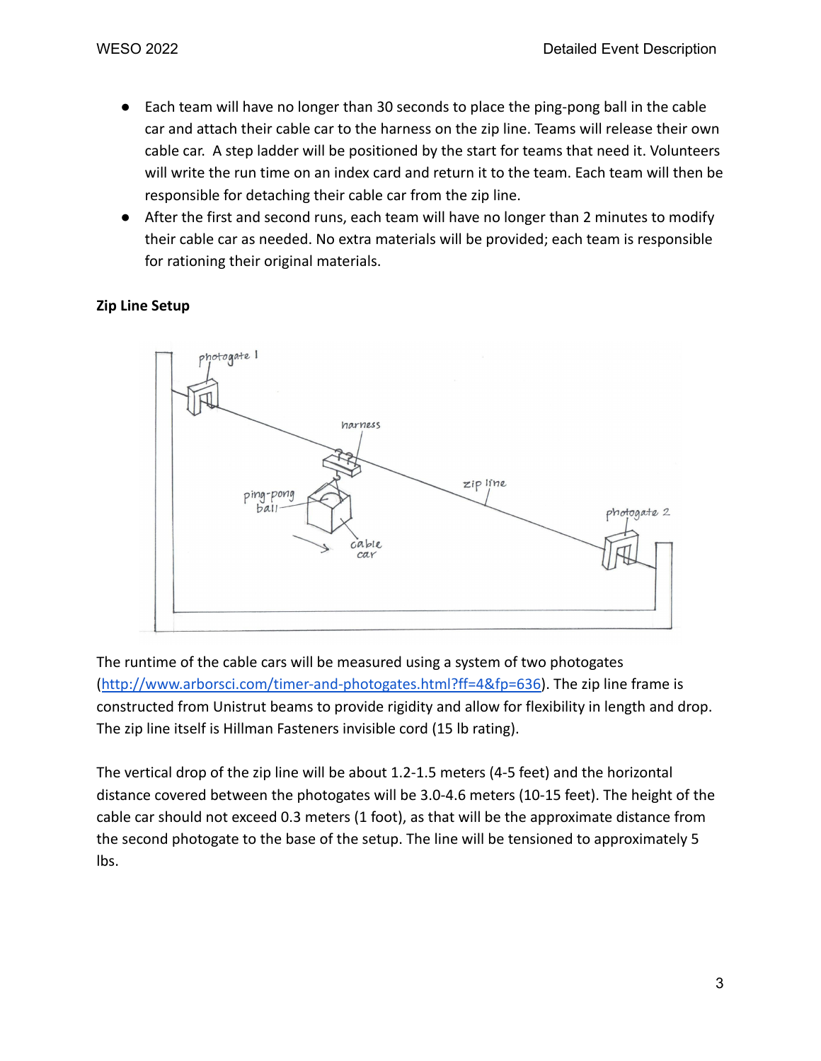- Each team will have no longer than 30 seconds to place the ping-pong ball in the cable car and attach their cable car to the harness on the zip line. Teams will release their own cable car. A step ladder will be positioned by the start for teams that need it. Volunteers will write the run time on an index card and return it to the team. Each team will then be responsible for detaching their cable car from the zip line.
- After the first and second runs, each team will have no longer than 2 minutes to modify their cable car as needed. No extra materials will be provided; each team is responsible for rationing their original materials.

**Zip Line Setup**

The runtime of the cable cars will be measured using a system of two photogates (http://www.arborsci.com/timer-and-photogates.html?ff=4&fp=636). The zip line frame is constructed from Unistrut beams to provide rigidity and allow for flexibility in length and drop. The zip line itself is Hillman Fasteners invisible cord (15 lb rating).

The vertical drop of the zip line will be about 1.2-1.5 meters (4-5 feet) and the horizontal distance covered between the photogates will be 3.0-4.6 meters (10-15 feet). The height of the cable car should not exceed 0.3 meters (1 foot), as that will be the approximate distance from the second photogate to the base of the setup. The line will be tensioned to approximately 5 lbs.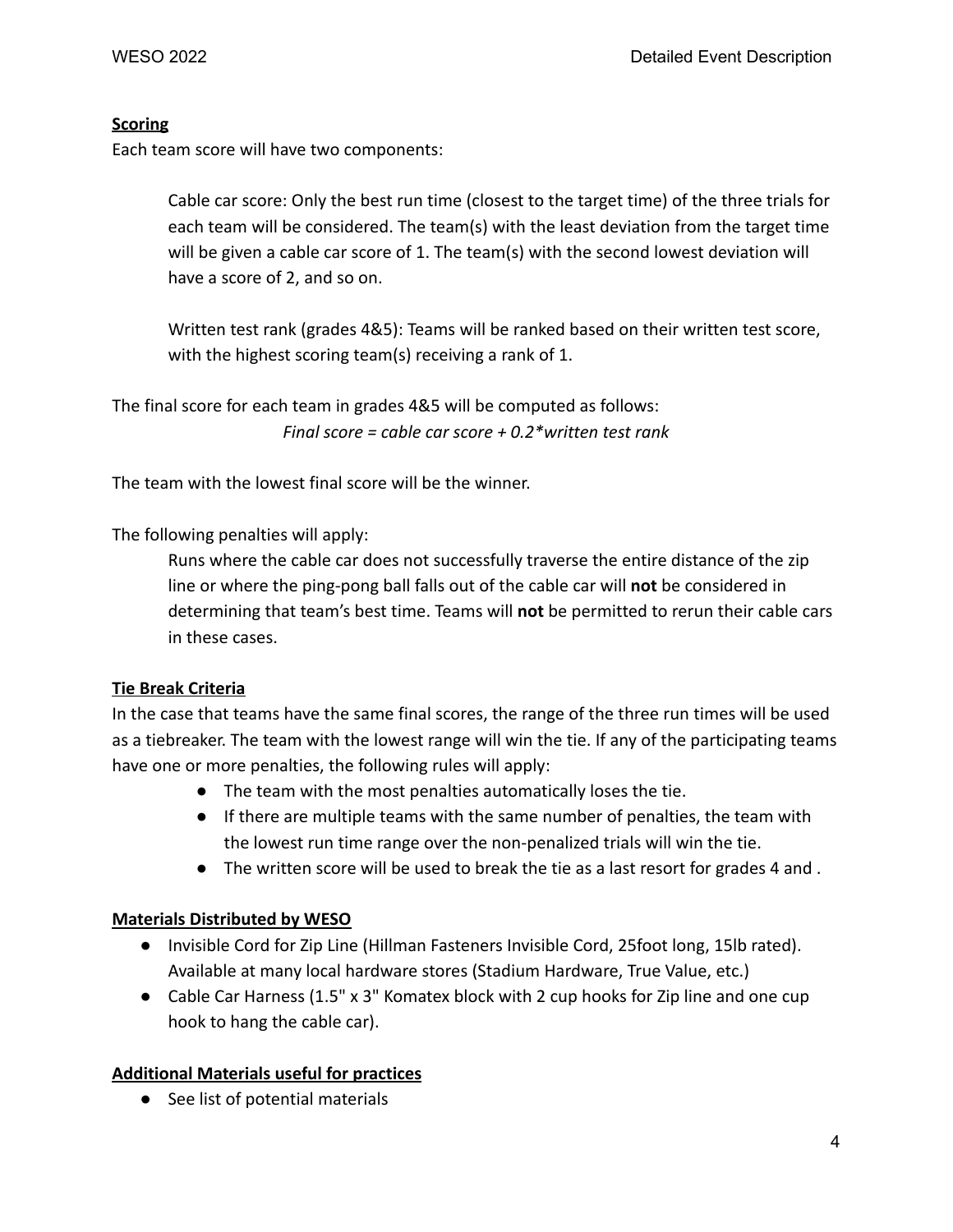**Scoring**

Each team score will have two components:

> Cable car score: Only the best run time (closest to the target time) of the three trials for each team will be considered. The team(s) with the least deviation from the target time will be given a cable car score of 1. The team(s) with the second lowest deviation will have a score of 2, and so on.
>
> Written test rank (grades 4&5): Teams will be ranked based on their written test score, with the highest scoring team(s) receiving a rank of 1.

The final score for each team in grades 4&5 will be computed as follows:

*Final score = cable car score + 0.2*written test rank*

The team with the lowest final score will be the winner.

The following penalties will apply:

> Runs where the cable car does not successfully traverse the entire distance of the zip line or where the ping-pong ball falls out of the cable car will **not** be considered in determining that team's best time. Teams will **not** be permitted to rerun their cable cars in these cases.

**Tie Break Criteria**

In the case that teams have the same final scores, the range of the three run times will be used as a tiebreaker. The team with the lowest range will win the tie. If any of the participating teams have one or more penalties, the following rules will apply:

- The team with the most penalties automatically loses the tie.
- If there are multiple teams with the same number of penalties, the team with the lowest run time range over the non-penalized trials will win the tie.
- The written score will be used to break the tie as a last resort for grades 4 and .

**Materials Distributed by WESO**

- Invisible Cord for Zip Line (Hillman Fasteners Invisible Cord, 25foot long, 15lb rated). Available at many local hardware stores (Stadium Hardware, True Value, etc.)
- Cable Car Harness (1.5" x 3" Komatex block with 2 cup hooks for Zip line and one cup hook to hang the cable car).

**Additional Materials useful for practices**

- See list of potential materials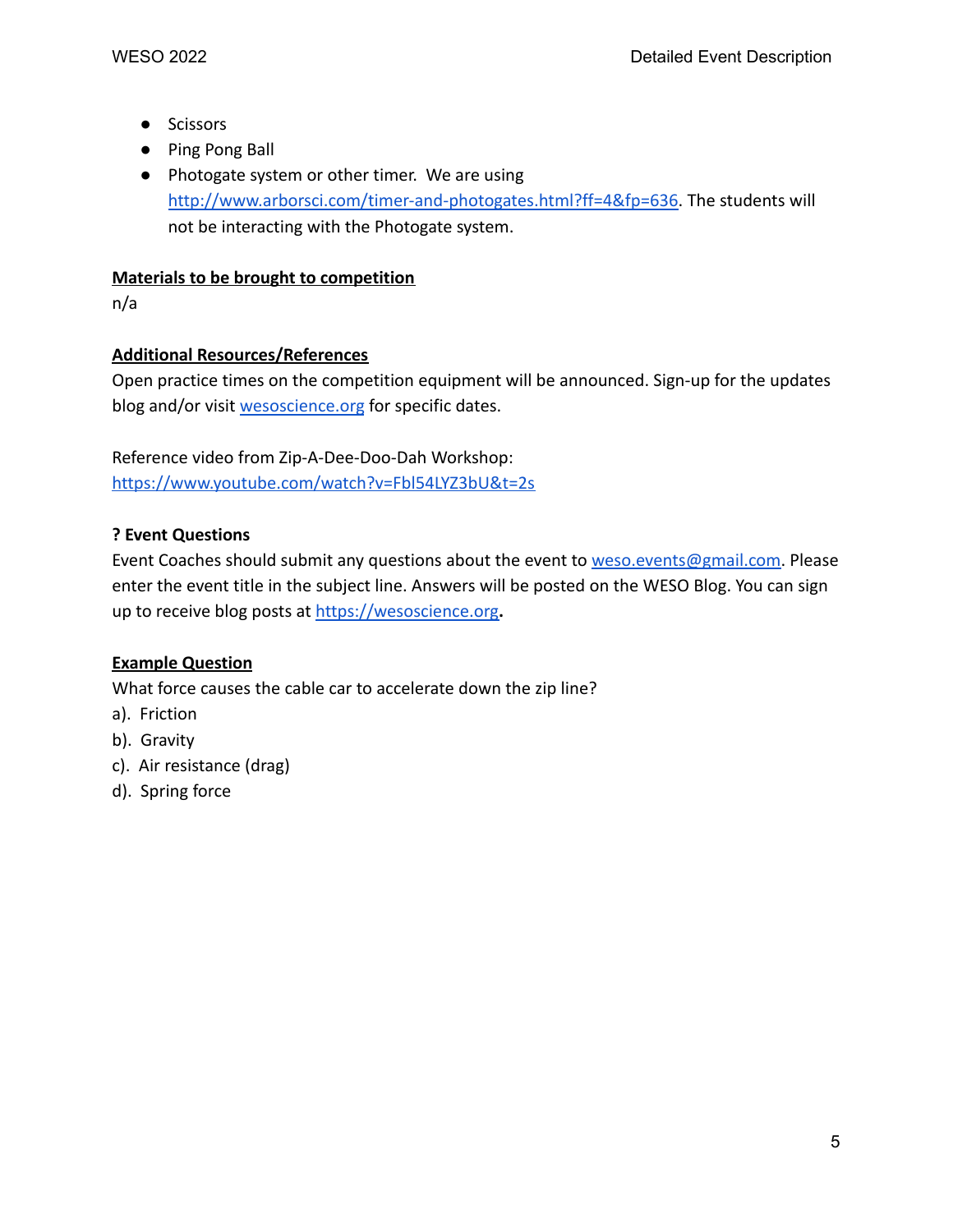- Scissors
- Ping Pong Ball
- Photogate system or other timer.  We are using http://www.arborsci.com/timer-and-photogates.html?ff=4&fp=636. The students will not be interacting with the Photogate system.

**Materials to be brought to competition**

n/a

**Additional Resources/References**

Open practice times on the competition equipment will be announced. Sign-up for the updates blog and/or visit wesoscience.org for specific dates.

Reference video from Zip-A-Dee-Doo-Dah Workshop:
https://www.youtube.com/watch?v=Fbl54LYZ3bU&t=2s

**? Event Questions**

Event Coaches should submit any questions about the event to weso.events@gmail.com. Please enter the event title in the subject line. Answers will be posted on the WESO Blog. You can sign up to receive blog posts at https://wesoscience.org.

**Example Question**

What force causes the cable car to accelerate down the zip line?

a). Friction

b). Gravity

c). Air resistance (drag)

d). Spring force